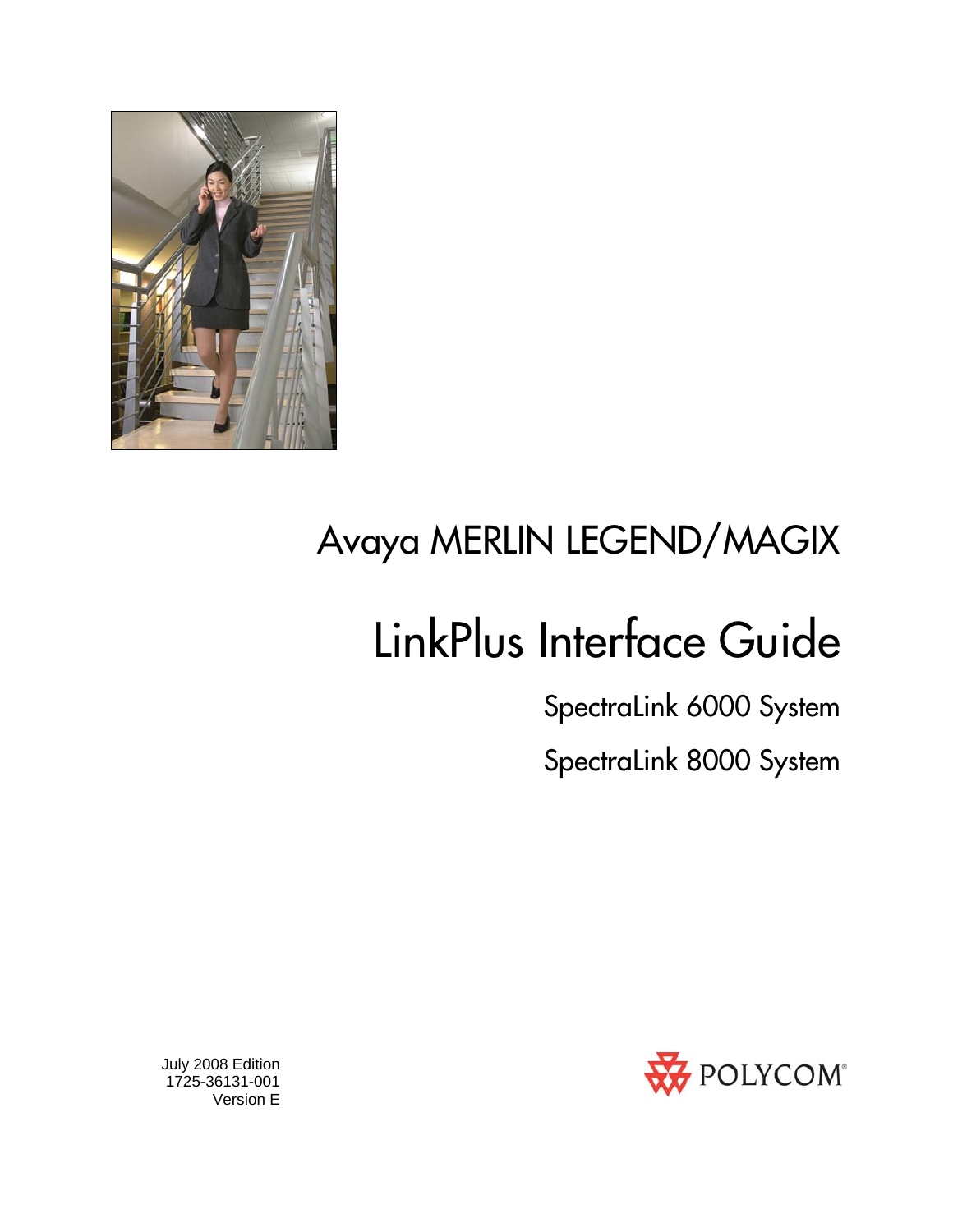# Avaya MERLIN LEGEND/MAGIX

# LinkPlus Interface Guide

## SpectraLink 6000 System

## SpectraLink 8000 System

July 2008 Edition
1725-36131-001
Version E

POLYCOM®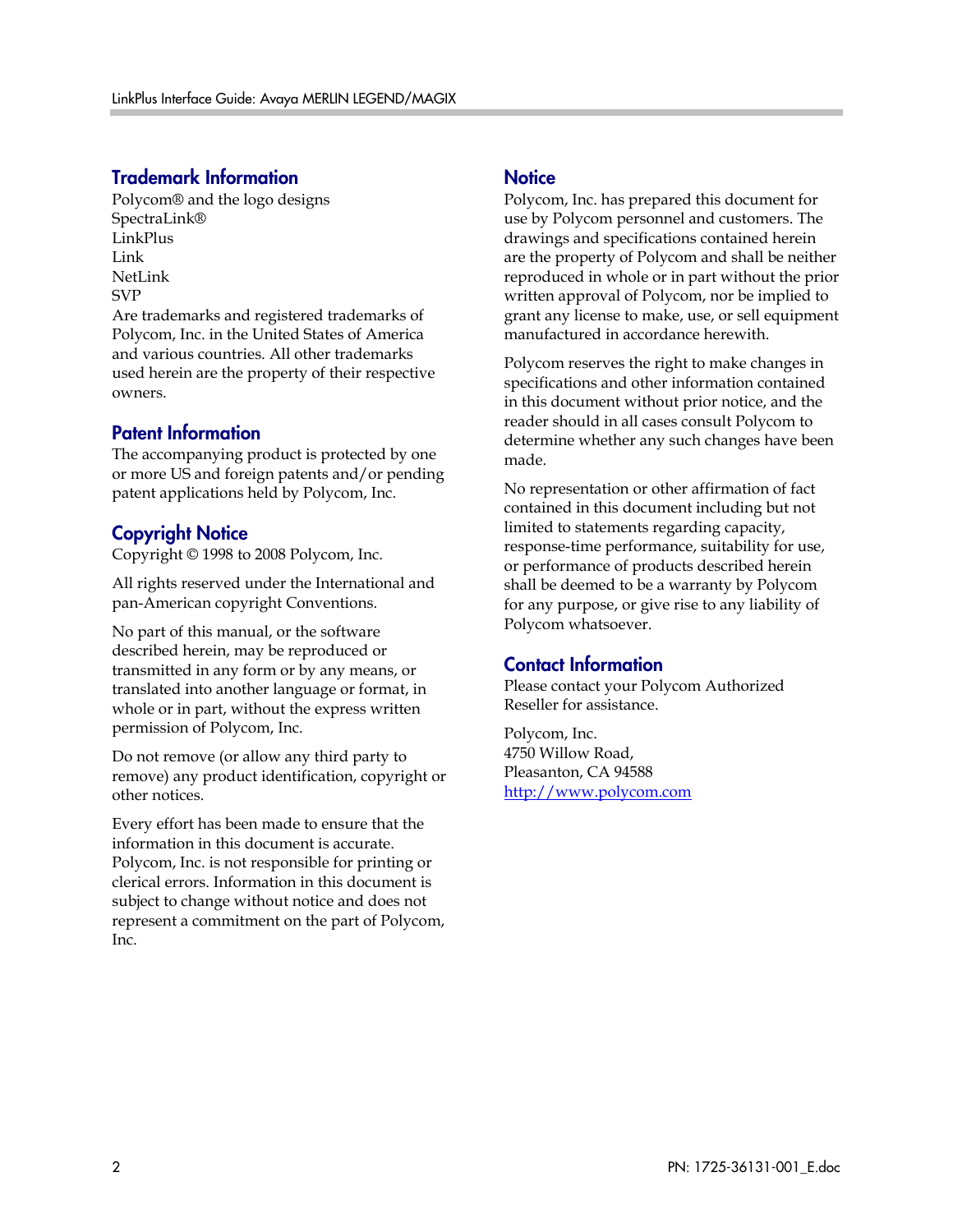## Trademark Information

Polycom® and the logo designs
SpectraLink®
LinkPlus
Link
NetLink
SVP
Are trademarks and registered trademarks of Polycom, Inc. in the United States of America and various countries. All other trademarks used herein are the property of their respective owners.

## Patent Information

The accompanying product is protected by one or more US and foreign patents and/or pending patent applications held by Polycom, Inc.

## Copyright Notice

Copyright © 1998 to 2008 Polycom, Inc.

All rights reserved under the International and pan-American copyright Conventions.

No part of this manual, or the software described herein, may be reproduced or transmitted in any form or by any means, or translated into another language or format, in whole or in part, without the express written permission of Polycom, Inc.

Do not remove (or allow any third party to remove) any product identification, copyright or other notices.

Every effort has been made to ensure that the information in this document is accurate. Polycom, Inc. is not responsible for printing or clerical errors. Information in this document is subject to change without notice and does not represent a commitment on the part of Polycom, Inc.

## Notice

Polycom, Inc. has prepared this document for use by Polycom personnel and customers. The drawings and specifications contained herein are the property of Polycom and shall be neither reproduced in whole or in part without the prior written approval of Polycom, nor be implied to grant any license to make, use, or sell equipment manufactured in accordance herewith.

Polycom reserves the right to make changes in specifications and other information contained in this document without prior notice, and the reader should in all cases consult Polycom to determine whether any such changes have been made.

No representation or other affirmation of fact contained in this document including but not limited to statements regarding capacity, response-time performance, suitability for use, or performance of products described herein shall be deemed to be a warranty by Polycom for any purpose, or give rise to any liability of Polycom whatsoever.

## Contact Information

Please contact your Polycom Authorized Reseller for assistance.

Polycom, Inc.
4750 Willow Road,
Pleasanton, CA 94588
http://www.polycom.com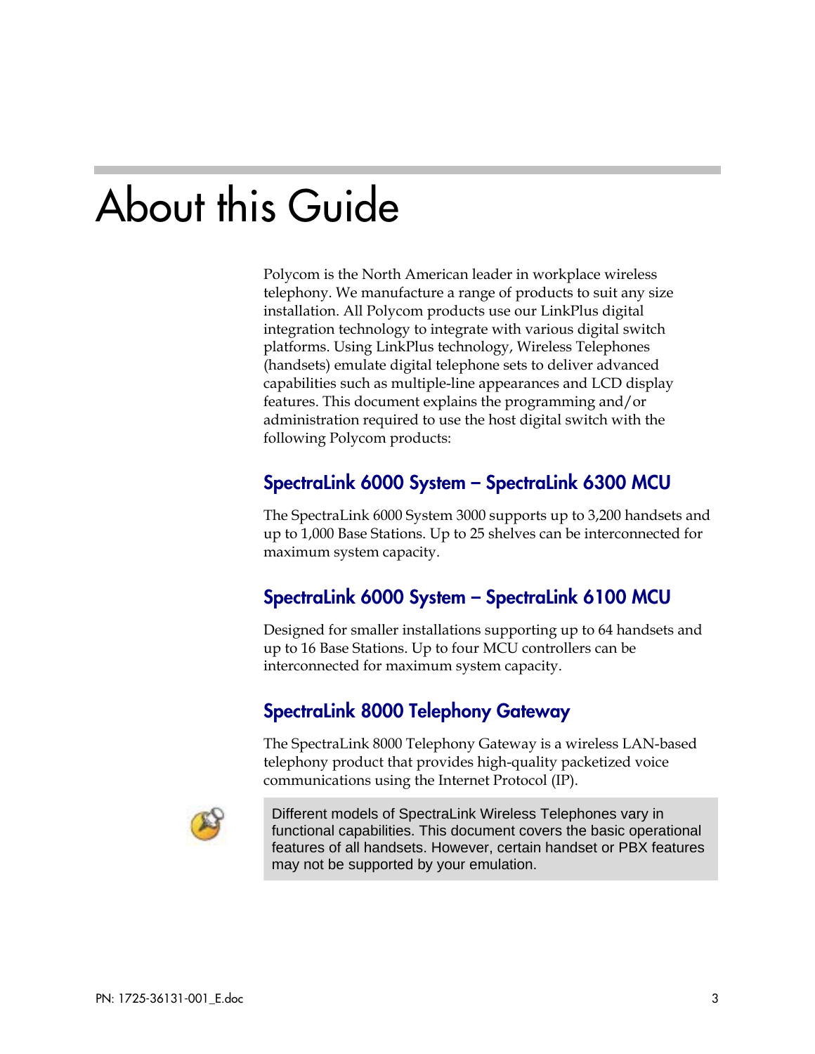# About this Guide

Polycom is the North American leader in workplace wireless telephony. We manufacture a range of products to suit any size installation. All Polycom products use our LinkPlus digital integration technology to integrate with various digital switch platforms. Using LinkPlus technology, Wireless Telephones (handsets) emulate digital telephone sets to deliver advanced capabilities such as multiple-line appearances and LCD display features. This document explains the programming and/or administration required to use the host digital switch with the following Polycom products:

## SpectraLink 6000 System – SpectraLink 6300 MCU

The SpectraLink 6000 System 3000 supports up to 3,200 handsets and up to 1,000 Base Stations. Up to 25 shelves can be interconnected for maximum system capacity.

## SpectraLink 6000 System – SpectraLink 6100 MCU

Designed for smaller installations supporting up to 64 handsets and up to 16 Base Stations. Up to four MCU controllers can be interconnected for maximum system capacity.

## SpectraLink 8000 Telephony Gateway

The SpectraLink 8000 Telephony Gateway is a wireless LAN-based telephony product that provides high-quality packetized voice communications using the Internet Protocol (IP).

> Different models of SpectraLink Wireless Telephones vary in functional capabilities. This document covers the basic operational features of all handsets. However, certain handset or PBX features may not be supported by your emulation.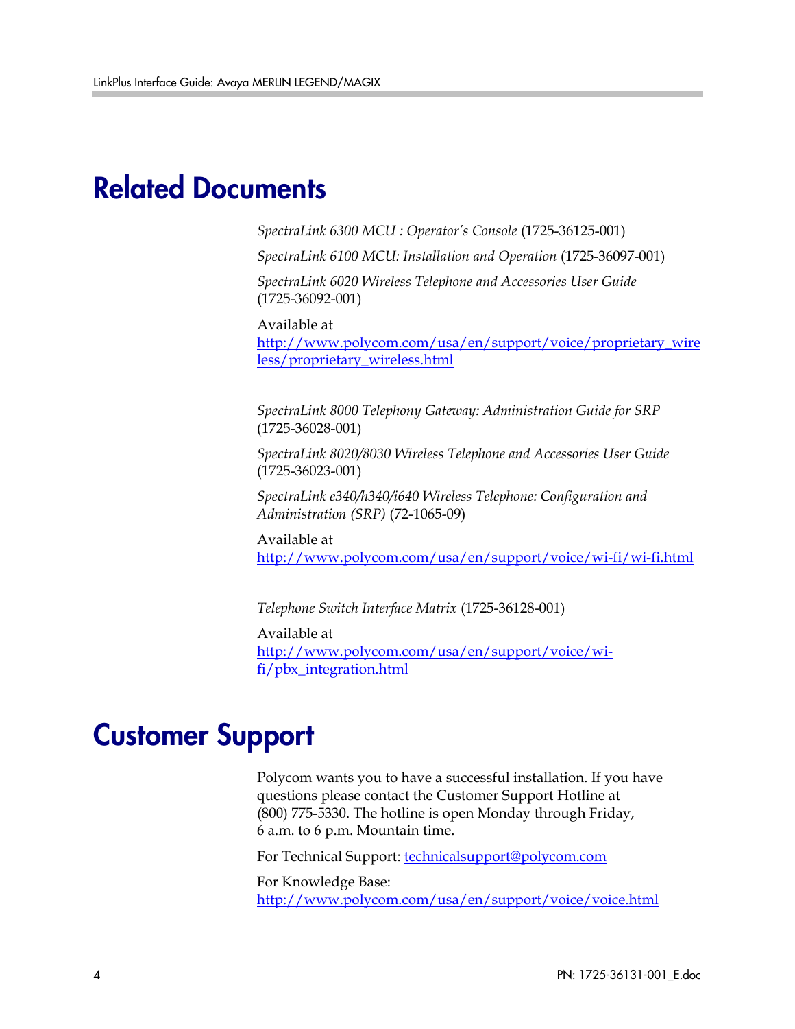# Related Documents

*SpectraLink 6300 MCU : Operator's Console* (1725-36125-001)

*SpectraLink 6100 MCU: Installation and Operation* (1725-36097-001)

*SpectraLink 6020 Wireless Telephone and Accessories User Guide* (1725-36092-001)

Available at
http://www.polycom.com/usa/en/support/voice/proprietary_wireless/proprietary_wireless.html

*SpectraLink 8000 Telephony Gateway: Administration Guide for SRP* (1725-36028-001)

*SpectraLink 8020/8030 Wireless Telephone and Accessories User Guide* (1725-36023-001)

*SpectraLink e340/h340/i640 Wireless Telephone: Configuration and Administration (SRP)* (72-1065-09)

Available at
http://www.polycom.com/usa/en/support/voice/wi-fi/wi-fi.html

*Telephone Switch Interface Matrix* (1725-36128-001)

Available at
http://www.polycom.com/usa/en/support/voice/wi-fi/pbx_integration.html

# Customer Support

Polycom wants you to have a successful installation. If you have questions please contact the Customer Support Hotline at (800) 775-5330. The hotline is open Monday through Friday, 6 a.m. to 6 p.m. Mountain time.

For Technical Support: technicalsupport@polycom.com

For Knowledge Base:
http://www.polycom.com/usa/en/support/voice/voice.html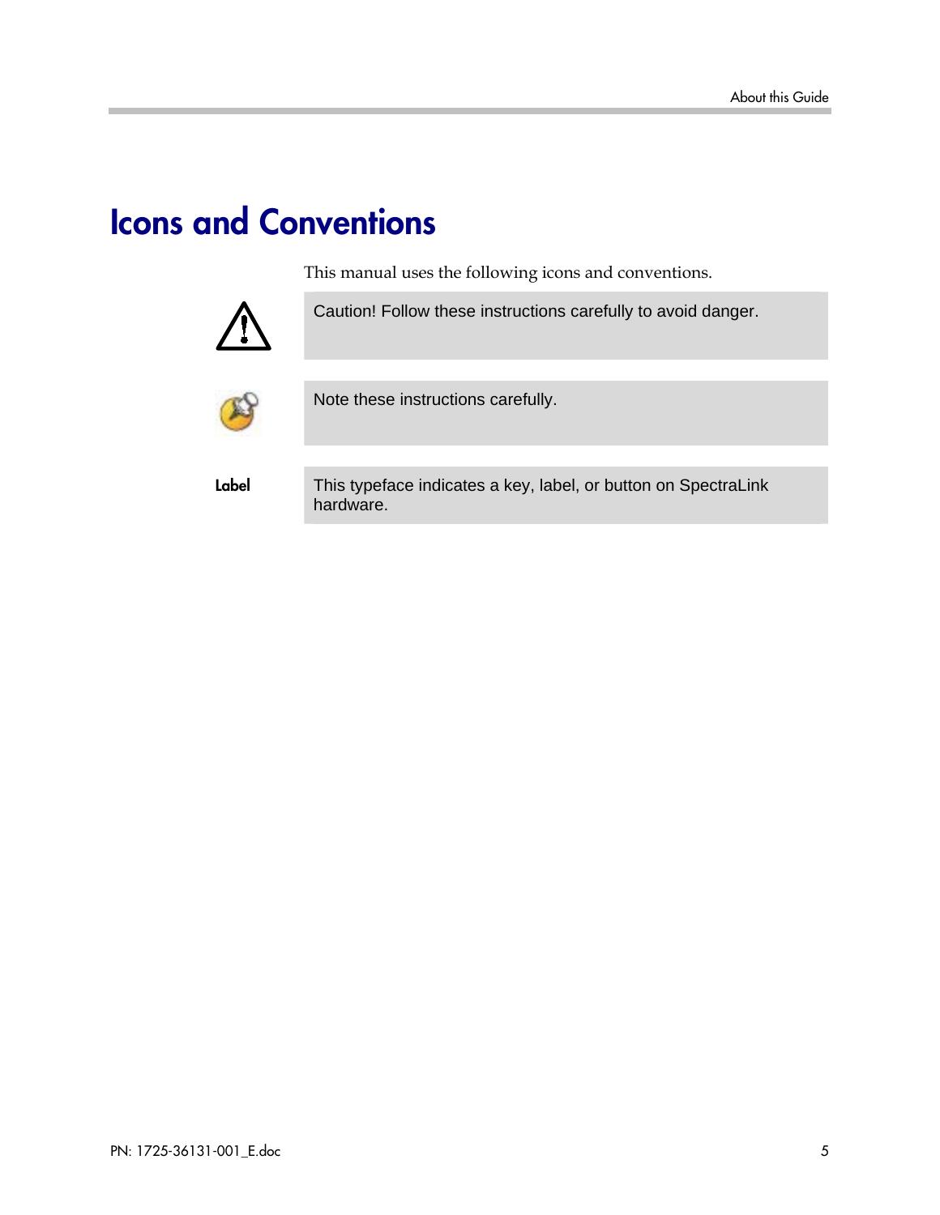# Icons and Conventions

This manual uses the following icons and conventions.

| | |
|---|---|
| | Caution! Follow these instructions carefully to avoid danger. |
| | Note these instructions carefully. |
| **Label** | This typeface indicates a key, label, or button on SpectraLink hardware. |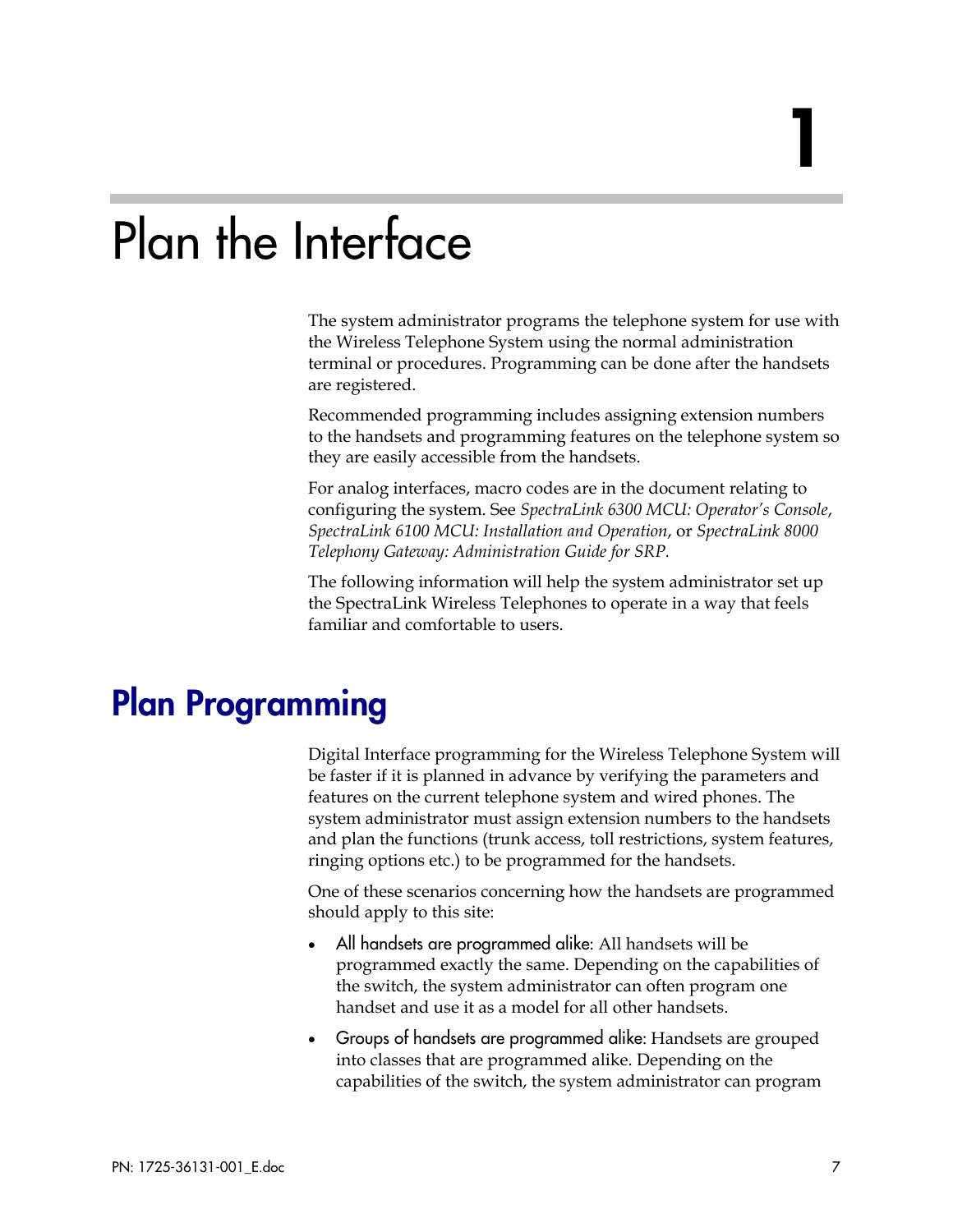# 1

# Plan the Interface

The system administrator programs the telephone system for use with the Wireless Telephone System using the normal administration terminal or procedures. Programming can be done after the handsets are registered.

Recommended programming includes assigning extension numbers to the handsets and programming features on the telephone system so they are easily accessible from the handsets.

For analog interfaces, macro codes are in the document relating to configuring the system. See *SpectraLink 6300 MCU: Operator's Console*, *SpectraLink 6100 MCU: Installation and Operation*, or *SpectraLink 8000 Telephony Gateway: Administration Guide for SRP.*

The following information will help the system administrator set up the SpectraLink Wireless Telephones to operate in a way that feels familiar and comfortable to users.

## Plan Programming

Digital Interface programming for the Wireless Telephone System will be faster if it is planned in advance by verifying the parameters and features on the current telephone system and wired phones. The system administrator must assign extension numbers to the handsets and plan the functions (trunk access, toll restrictions, system features, ringing options etc.) to be programmed for the handsets.

One of these scenarios concerning how the handsets are programmed should apply to this site:

- All handsets are programmed alike: All handsets will be programmed exactly the same. Depending on the capabilities of the switch, the system administrator can often program one handset and use it as a model for all other handsets.
- Groups of handsets are programmed alike: Handsets are grouped into classes that are programmed alike. Depending on the capabilities of the switch, the system administrator can program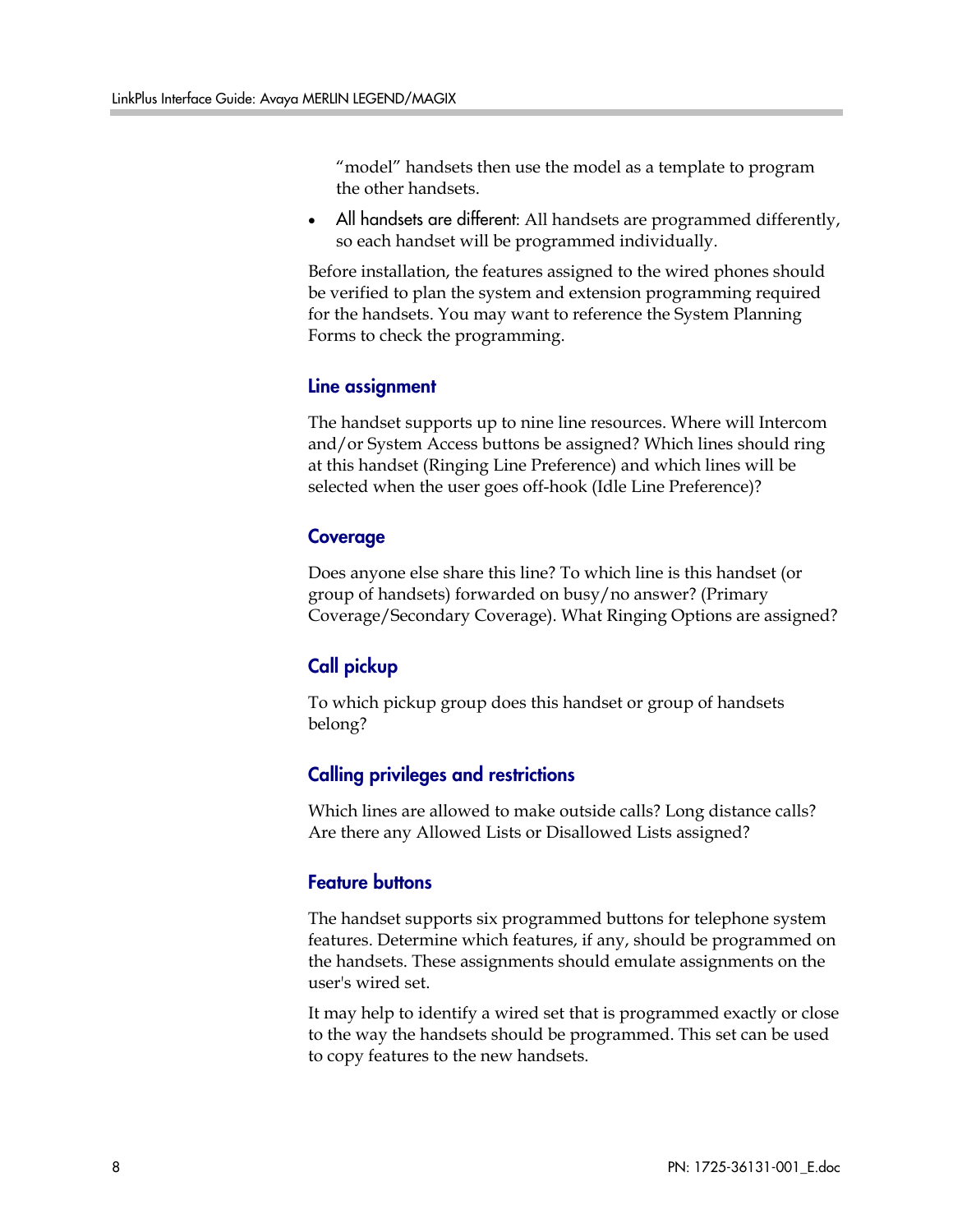"model" handsets then use the model as a template to program the other handsets.

- All handsets are different: All handsets are programmed differently, so each handset will be programmed individually.

Before installation, the features assigned to the wired phones should be verified to plan the system and extension programming required for the handsets. You may want to reference the System Planning Forms to check the programming.

### Line assignment

The handset supports up to nine line resources. Where will Intercom and/or System Access buttons be assigned? Which lines should ring at this handset (Ringing Line Preference) and which lines will be selected when the user goes off-hook (Idle Line Preference)?

### Coverage

Does anyone else share this line? To which line is this handset (or group of handsets) forwarded on busy/no answer? (Primary Coverage/Secondary Coverage). What Ringing Options are assigned?

### Call pickup

To which pickup group does this handset or group of handsets belong?

### Calling privileges and restrictions

Which lines are allowed to make outside calls? Long distance calls? Are there any Allowed Lists or Disallowed Lists assigned?

### Feature buttons

The handset supports six programmed buttons for telephone system features. Determine which features, if any, should be programmed on the handsets. These assignments should emulate assignments on the user's wired set.

It may help to identify a wired set that is programmed exactly or close to the way the handsets should be programmed. This set can be used to copy features to the new handsets.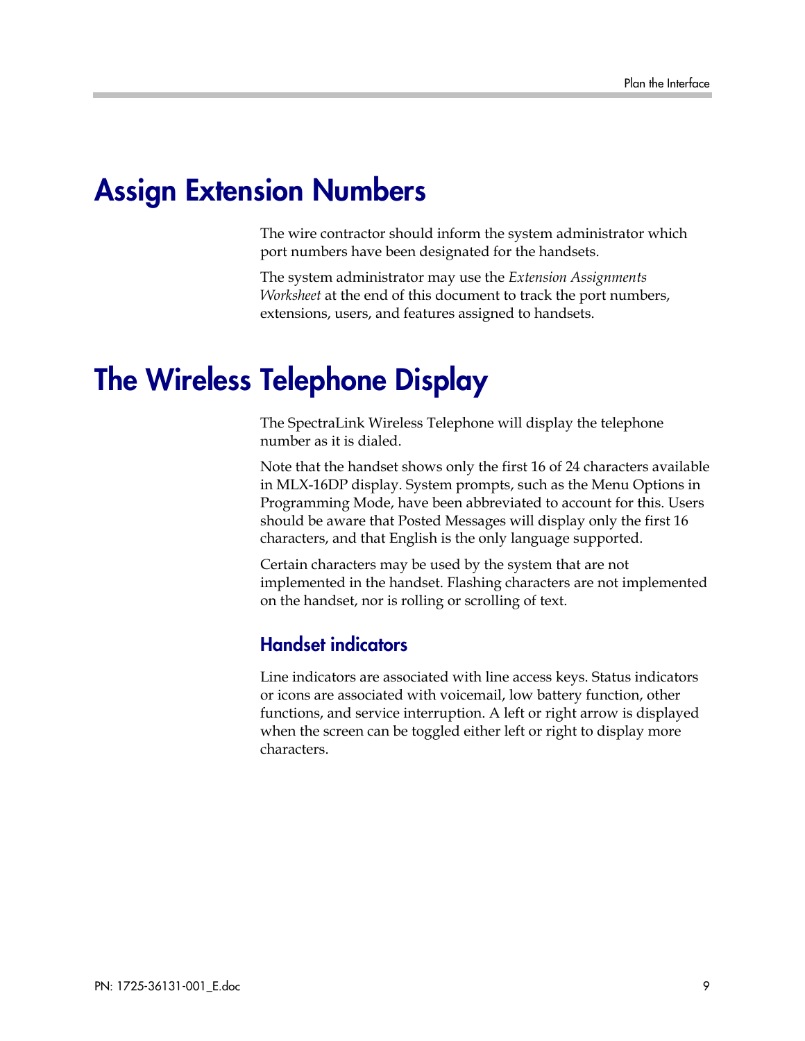# Assign Extension Numbers

The wire contractor should inform the system administrator which port numbers have been designated for the handsets.

The system administrator may use the *Extension Assignments Worksheet* at the end of this document to track the port numbers, extensions, users, and features assigned to handsets.

# The Wireless Telephone Display

The SpectraLink Wireless Telephone will display the telephone number as it is dialed.

Note that the handset shows only the first 16 of 24 characters available in MLX-16DP display. System prompts, such as the Menu Options in Programming Mode, have been abbreviated to account for this. Users should be aware that Posted Messages will display only the first 16 characters, and that English is the only language supported.

Certain characters may be used by the system that are not implemented in the handset. Flashing characters are not implemented on the handset, nor is rolling or scrolling of text.

## Handset indicators

Line indicators are associated with line access keys. Status indicators or icons are associated with voicemail, low battery function, other functions, and service interruption. A left or right arrow is displayed when the screen can be toggled either left or right to display more characters.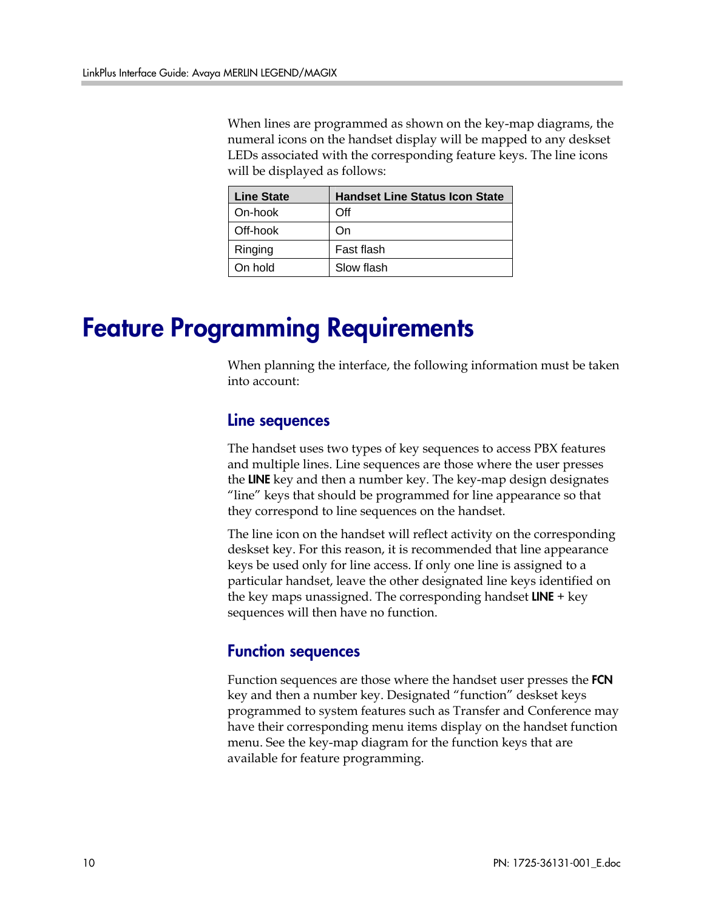When lines are programmed as shown on the key-map diagrams, the numeral icons on the handset display will be mapped to any deskset LEDs associated with the corresponding feature keys. The line icons will be displayed as follows:

| Line State | Handset Line Status Icon State |
|---|---|
| On-hook | Off |
| Off-hook | On |
| Ringing | Fast flash |
| On hold | Slow flash |

# Feature Programming Requirements

When planning the interface, the following information must be taken into account:

## Line sequences

The handset uses two types of key sequences to access PBX features and multiple lines. Line sequences are those where the user presses the **LINE** key and then a number key. The key-map design designates "line" keys that should be programmed for line appearance so that they correspond to line sequences on the handset.

The line icon on the handset will reflect activity on the corresponding deskset key. For this reason, it is recommended that line appearance keys be used only for line access. If only one line is assigned to a particular handset, leave the other designated line keys identified on the key maps unassigned. The corresponding handset **LINE** + key sequences will then have no function.

## Function sequences

Function sequences are those where the handset user presses the **FCN** key and then a number key. Designated "function" deskset keys programmed to system features such as Transfer and Conference may have their corresponding menu items display on the handset function menu. See the key-map diagram for the function keys that are available for feature programming.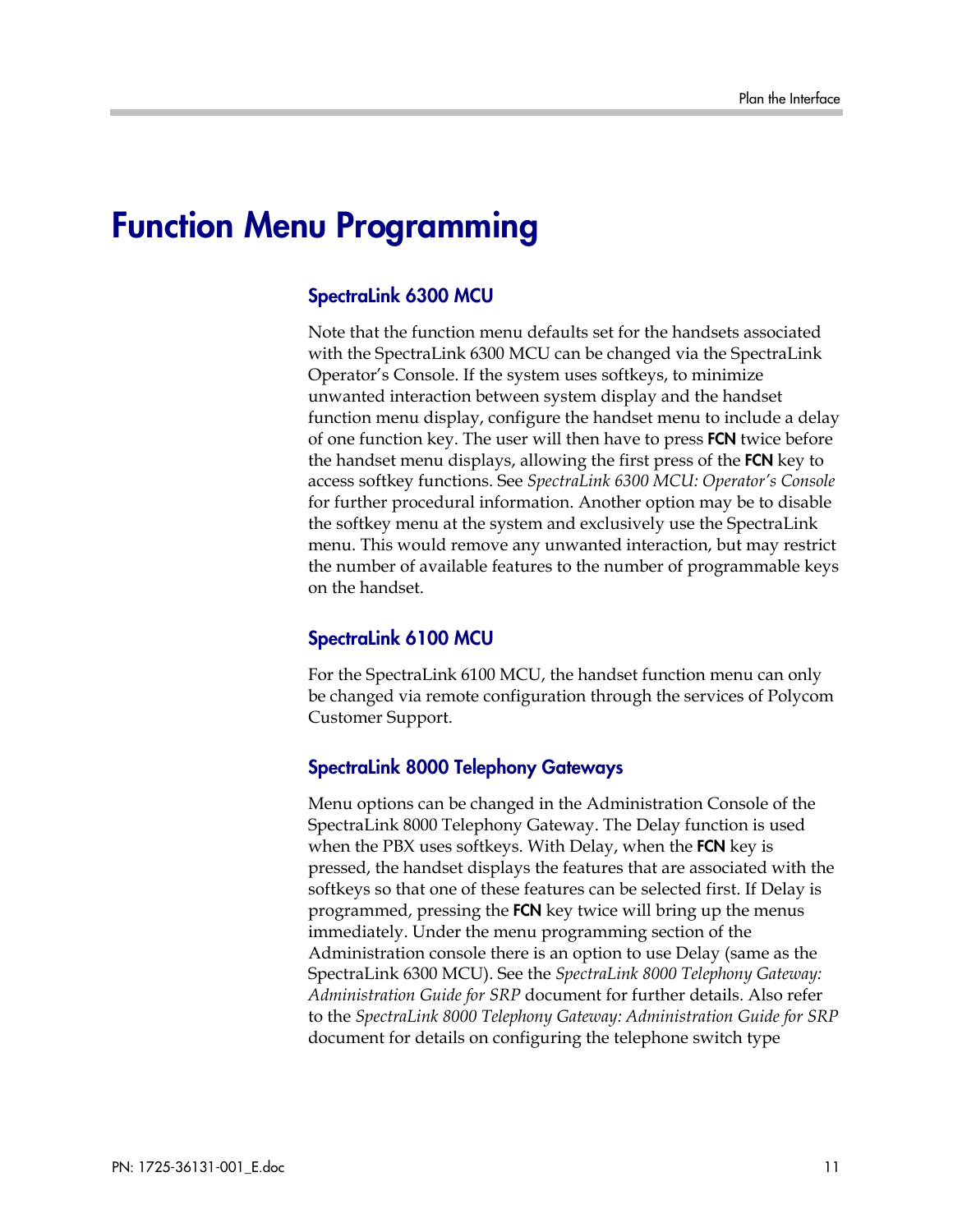# Function Menu Programming

## SpectraLink 6300 MCU

Note that the function menu defaults set for the handsets associated with the SpectraLink 6300 MCU can be changed via the SpectraLink Operator's Console. If the system uses softkeys, to minimize unwanted interaction between system display and the handset function menu display, configure the handset menu to include a delay of one function key. The user will then have to press **FCN** twice before the handset menu displays, allowing the first press of the **FCN** key to access softkey functions. See *SpectraLink 6300 MCU: Operator's Console* for further procedural information. Another option may be to disable the softkey menu at the system and exclusively use the SpectraLink menu. This would remove any unwanted interaction, but may restrict the number of available features to the number of programmable keys on the handset.

## SpectraLink 6100 MCU

For the SpectraLink 6100 MCU, the handset function menu can only be changed via remote configuration through the services of Polycom Customer Support.

## SpectraLink 8000 Telephony Gateways

Menu options can be changed in the Administration Console of the SpectraLink 8000 Telephony Gateway. The Delay function is used when the PBX uses softkeys. With Delay, when the **FCN** key is pressed, the handset displays the features that are associated with the softkeys so that one of these features can be selected first. If Delay is programmed, pressing the **FCN** key twice will bring up the menus immediately. Under the menu programming section of the Administration console there is an option to use Delay (same as the SpectraLink 6300 MCU). See the *SpectraLink 8000 Telephony Gateway: Administration Guide for SRP* document for further details. Also refer to the *SpectraLink 8000 Telephony Gateway: Administration Guide for SRP* document for details on configuring the telephone switch type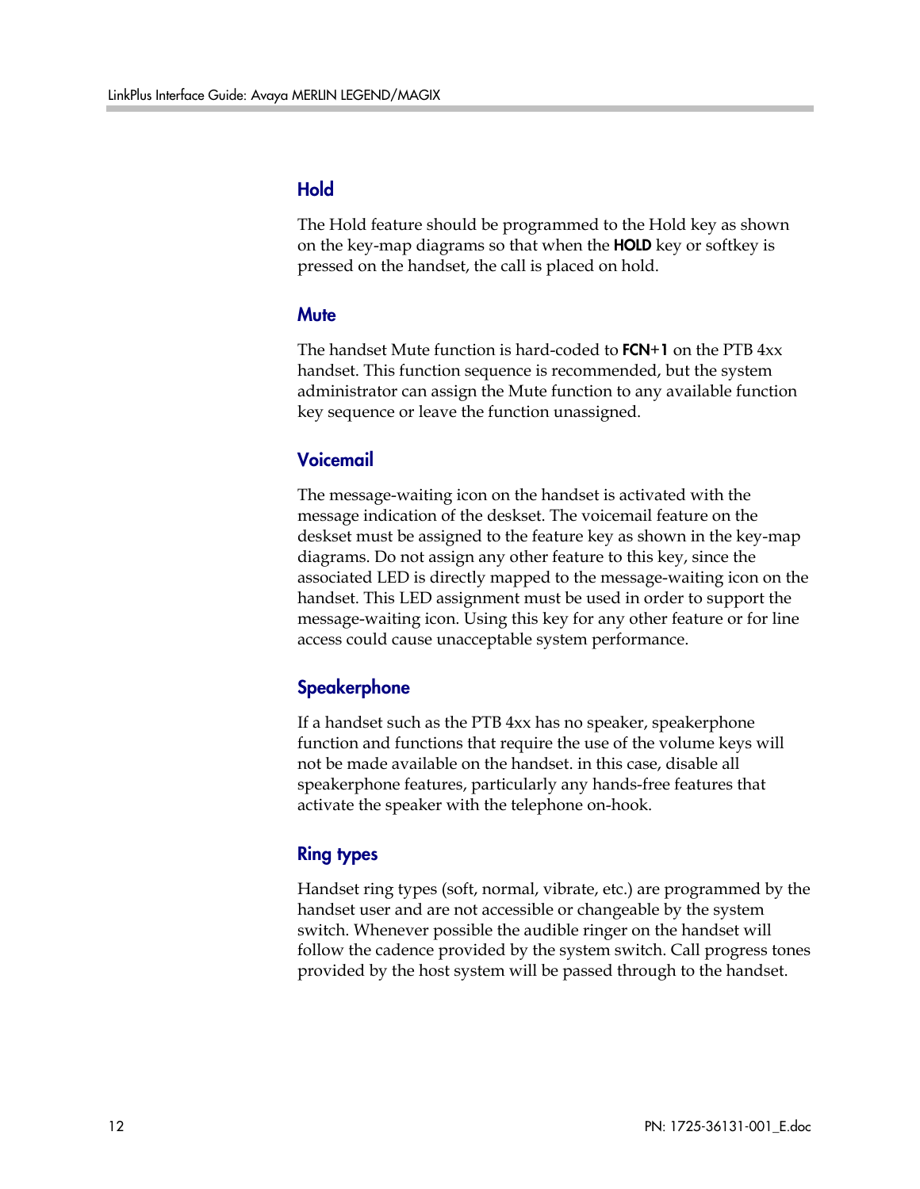### Hold

The Hold feature should be programmed to the Hold key as shown on the key-map diagrams so that when the **HOLD** key or softkey is pressed on the handset, the call is placed on hold.

### Mute

The handset Mute function is hard-coded to **FCN+1** on the PTB 4xx handset. This function sequence is recommended, but the system administrator can assign the Mute function to any available function key sequence or leave the function unassigned.

### Voicemail

The message-waiting icon on the handset is activated with the message indication of the deskset. The voicemail feature on the deskset must be assigned to the feature key as shown in the key-map diagrams. Do not assign any other feature to this key, since the associated LED is directly mapped to the message-waiting icon on the handset. This LED assignment must be used in order to support the message-waiting icon. Using this key for any other feature or for line access could cause unacceptable system performance.

### Speakerphone

If a handset such as the PTB 4xx has no speaker, speakerphone function and functions that require the use of the volume keys will not be made available on the handset. in this case, disable all speakerphone features, particularly any hands-free features that activate the speaker with the telephone on-hook.

### Ring types

Handset ring types (soft, normal, vibrate, etc.) are programmed by the handset user and are not accessible or changeable by the system switch. Whenever possible the audible ringer on the handset will follow the cadence provided by the system switch. Call progress tones provided by the host system will be passed through to the handset.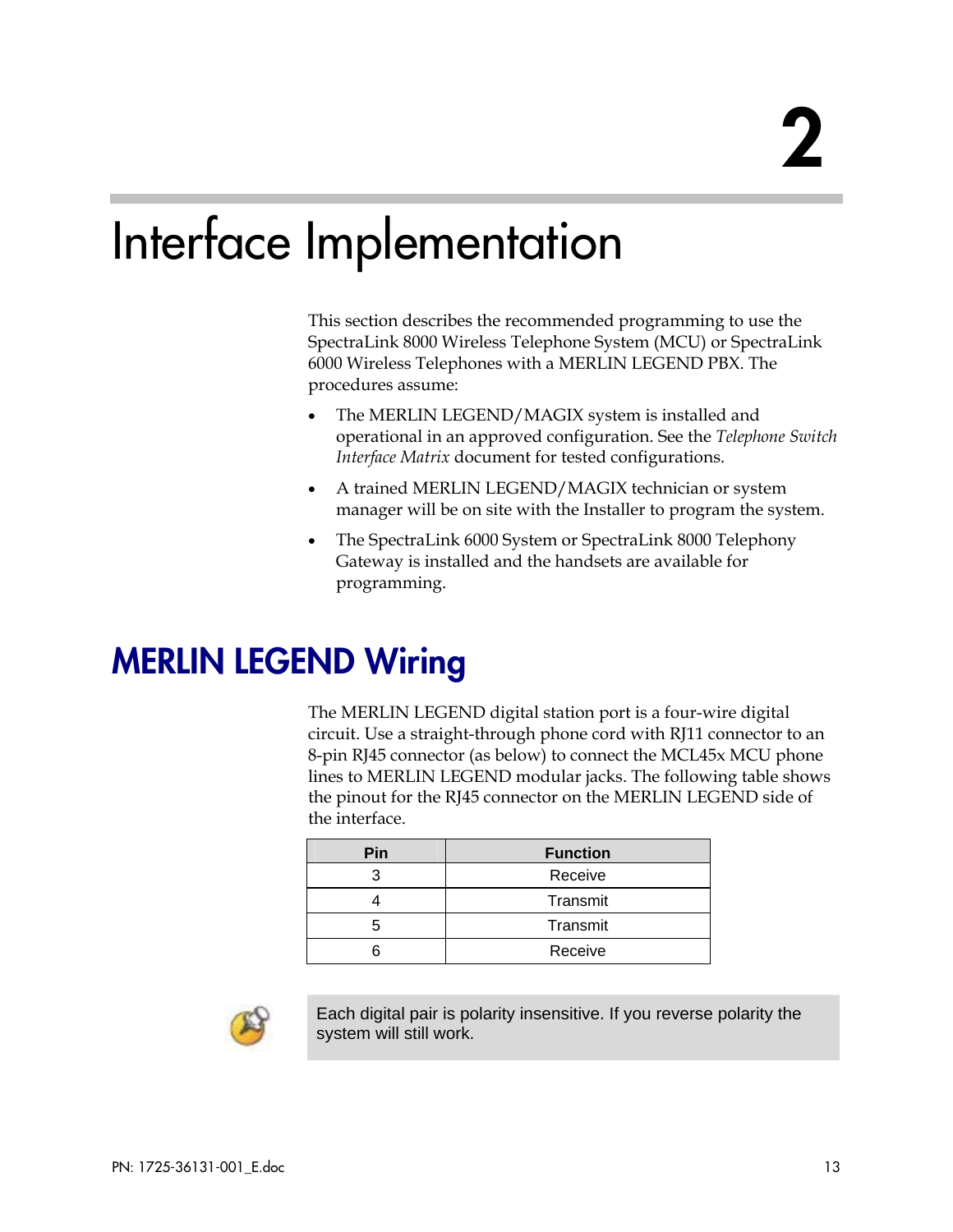# 2

# Interface Implementation

This section describes the recommended programming to use the SpectraLink 8000 Wireless Telephone System (MCU) or SpectraLink 6000 Wireless Telephones with a MERLIN LEGEND PBX. The procedures assume:

- The MERLIN LEGEND/MAGIX system is installed and operational in an approved configuration. See the *Telephone Switch Interface Matrix* document for tested configurations.
- A trained MERLIN LEGEND/MAGIX technician or system manager will be on site with the Installer to program the system.
- The SpectraLink 6000 System or SpectraLink 8000 Telephony Gateway is installed and the handsets are available for programming.

## MERLIN LEGEND Wiring

The MERLIN LEGEND digital station port is a four-wire digital circuit. Use a straight-through phone cord with RJ11 connector to an 8-pin RJ45 connector (as below) to connect the MCL45x MCU phone lines to MERLIN LEGEND modular jacks. The following table shows the pinout for the RJ45 connector on the MERLIN LEGEND side of the interface.

| Pin | Function |
|---|---|
| 3 | Receive |
| 4 | Transmit |
| 5 | Transmit |
| 6 | Receive |

> Each digital pair is polarity insensitive. If you reverse polarity the system will still work.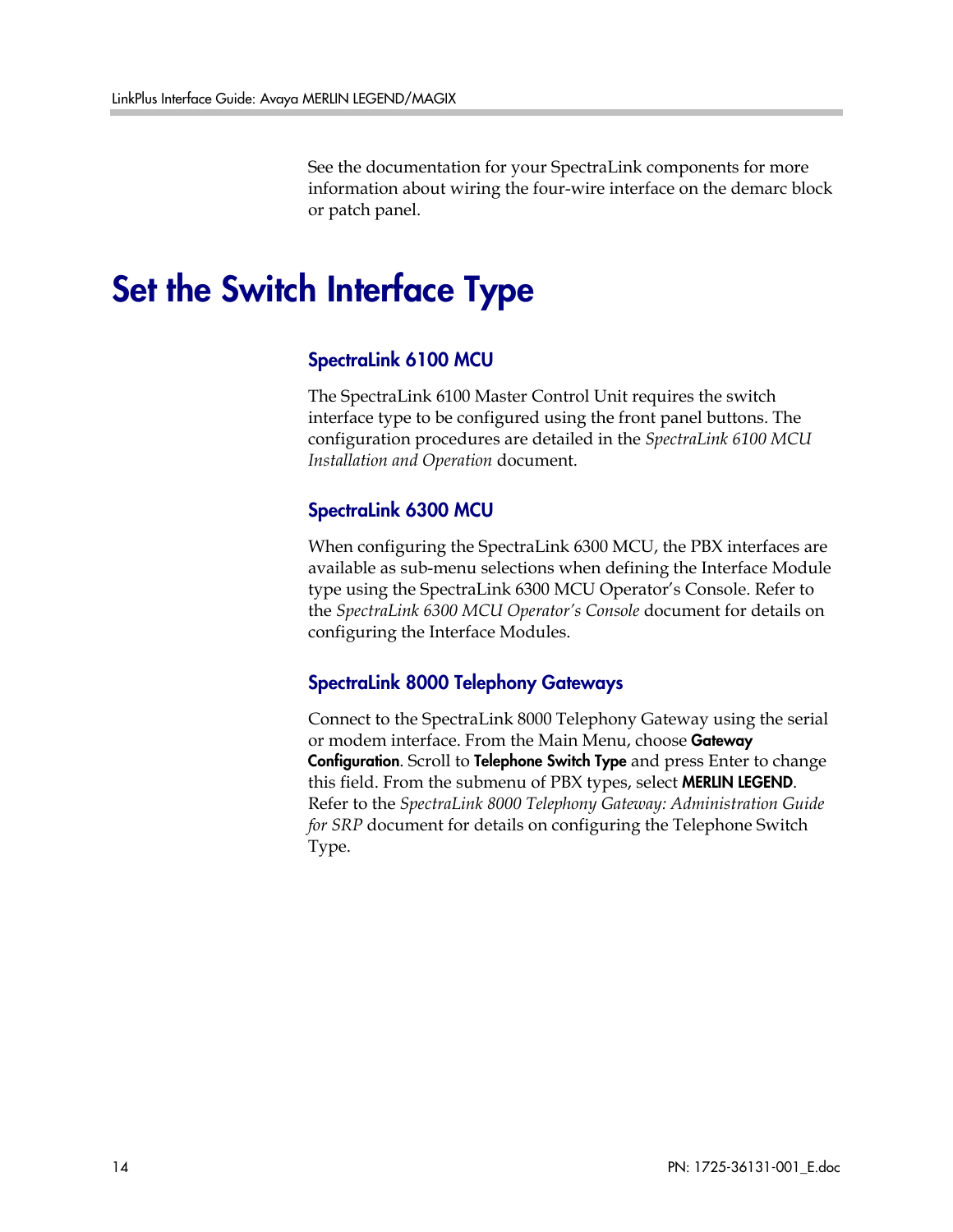See the documentation for your SpectraLink components for more information about wiring the four-wire interface on the demarc block or patch panel.

# Set the Switch Interface Type

## SpectraLink 6100 MCU

The SpectraLink 6100 Master Control Unit requires the switch interface type to be configured using the front panel buttons. The configuration procedures are detailed in the *SpectraLink 6100 MCU Installation and Operation* document.

## SpectraLink 6300 MCU

When configuring the SpectraLink 6300 MCU, the PBX interfaces are available as sub-menu selections when defining the Interface Module type using the SpectraLink 6300 MCU Operator's Console. Refer to the *SpectraLink 6300 MCU Operator's Console* document for details on configuring the Interface Modules.

## SpectraLink 8000 Telephony Gateways

Connect to the SpectraLink 8000 Telephony Gateway using the serial or modem interface. From the Main Menu, choose **Gateway Configuration**. Scroll to **Telephone Switch Type** and press Enter to change this field. From the submenu of PBX types, select **MERLIN LEGEND**. Refer to the *SpectraLink 8000 Telephony Gateway: Administration Guide for SRP* document for details on configuring the Telephone Switch Type.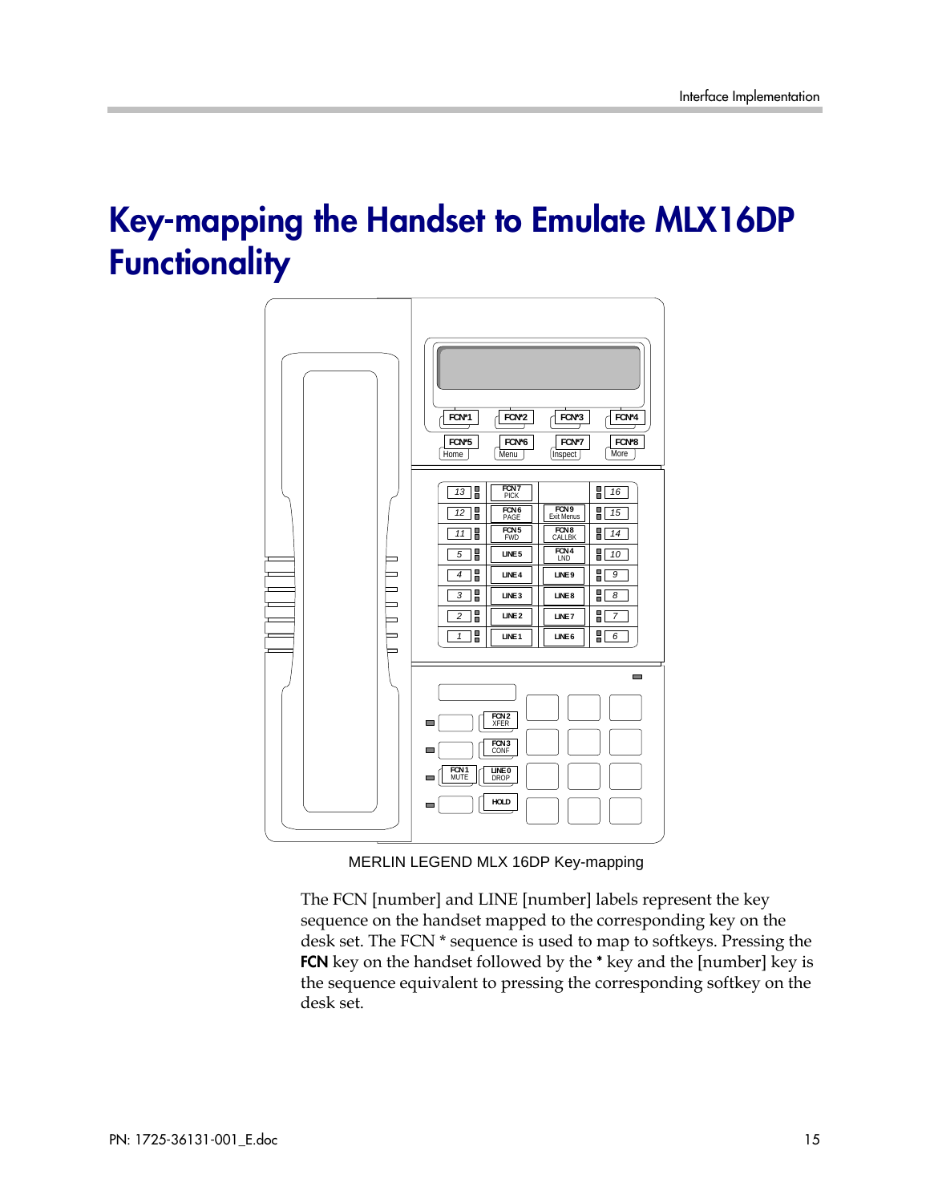# Key-mapping the Handset to Emulate MLX16DP Functionality

MERLIN LEGEND MLX 16DP Key-mapping

The FCN [number] and LINE [number] labels represent the key sequence on the handset mapped to the corresponding key on the desk set. The FCN * sequence is used to map to softkeys. Pressing the **FCN** key on the handset followed by the **\*** key and the [number] key is the sequence equivalent to pressing the corresponding softkey on the desk set.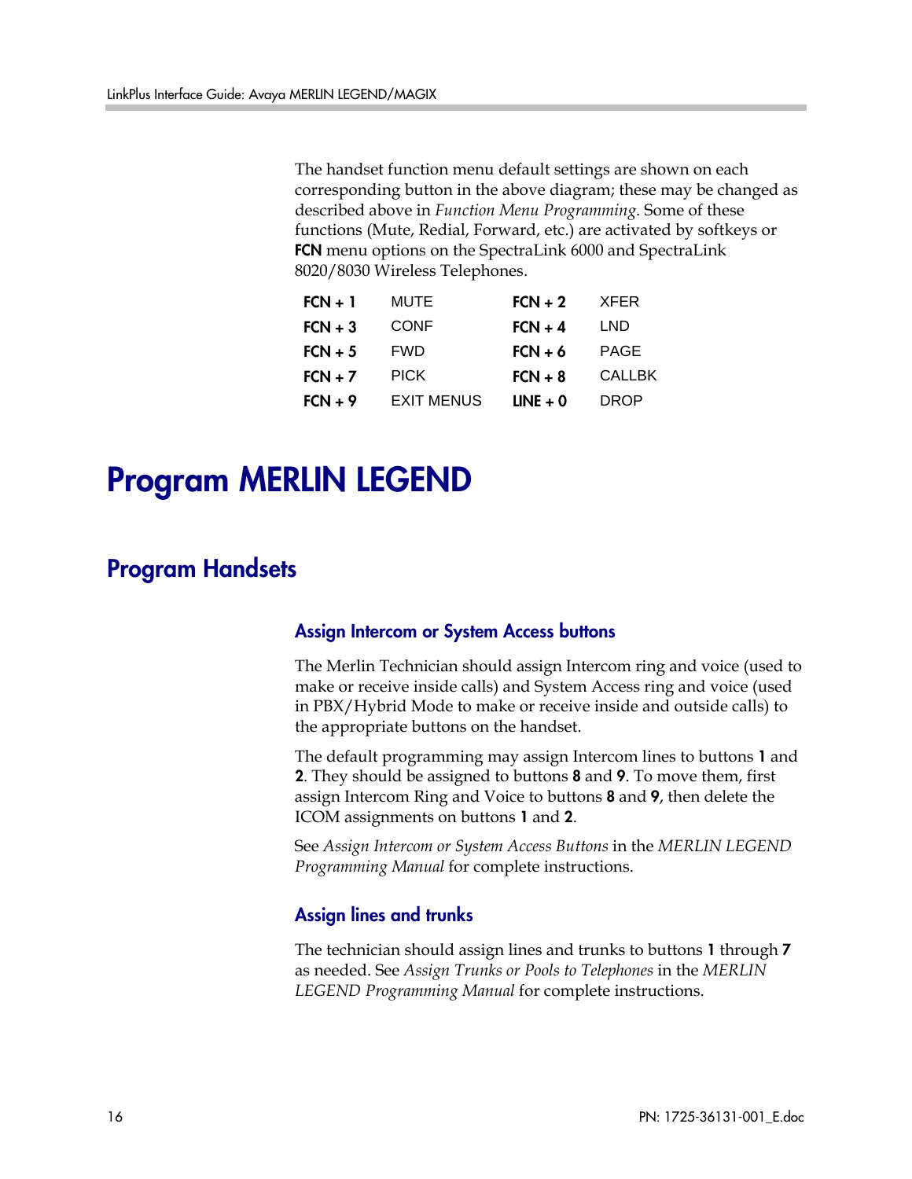The handset function menu default settings are shown on each corresponding button in the above diagram; these may be changed as described above in *Function Menu Programming*. Some of these functions (Mute, Redial, Forward, etc.) are activated by softkeys or **FCN** menu options on the SpectraLink 6000 and SpectraLink 8020/8030 Wireless Telephones.

| | | | |
|---|---|---|---|
| **FCN + 1** | MUTE | **FCN + 2** | XFER |
| **FCN + 3** | CONF | **FCN + 4** | LND |
| **FCN + 5** | FWD | **FCN + 6** | PAGE |
| **FCN + 7** | PICK | **FCN + 8** | CALLBK |
| **FCN + 9** | EXIT MENUS | **LINE + 0** | DROP |

# Program MERLIN LEGEND

## Program Handsets

### Assign Intercom or System Access buttons

The Merlin Technician should assign Intercom ring and voice (used to make or receive inside calls) and System Access ring and voice (used in PBX/Hybrid Mode to make or receive inside and outside calls) to the appropriate buttons on the handset.

The default programming may assign Intercom lines to buttons **1** and **2**. They should be assigned to buttons **8** and **9**. To move them, first assign Intercom Ring and Voice to buttons **8** and **9**, then delete the ICOM assignments on buttons **1** and **2**.

See *Assign Intercom or System Access Buttons* in the *MERLIN LEGEND Programming Manual* for complete instructions.

### Assign lines and trunks

The technician should assign lines and trunks to buttons **1** through **7** as needed. See *Assign Trunks or Pools to Telephones* in the *MERLIN LEGEND Programming Manual* for complete instructions.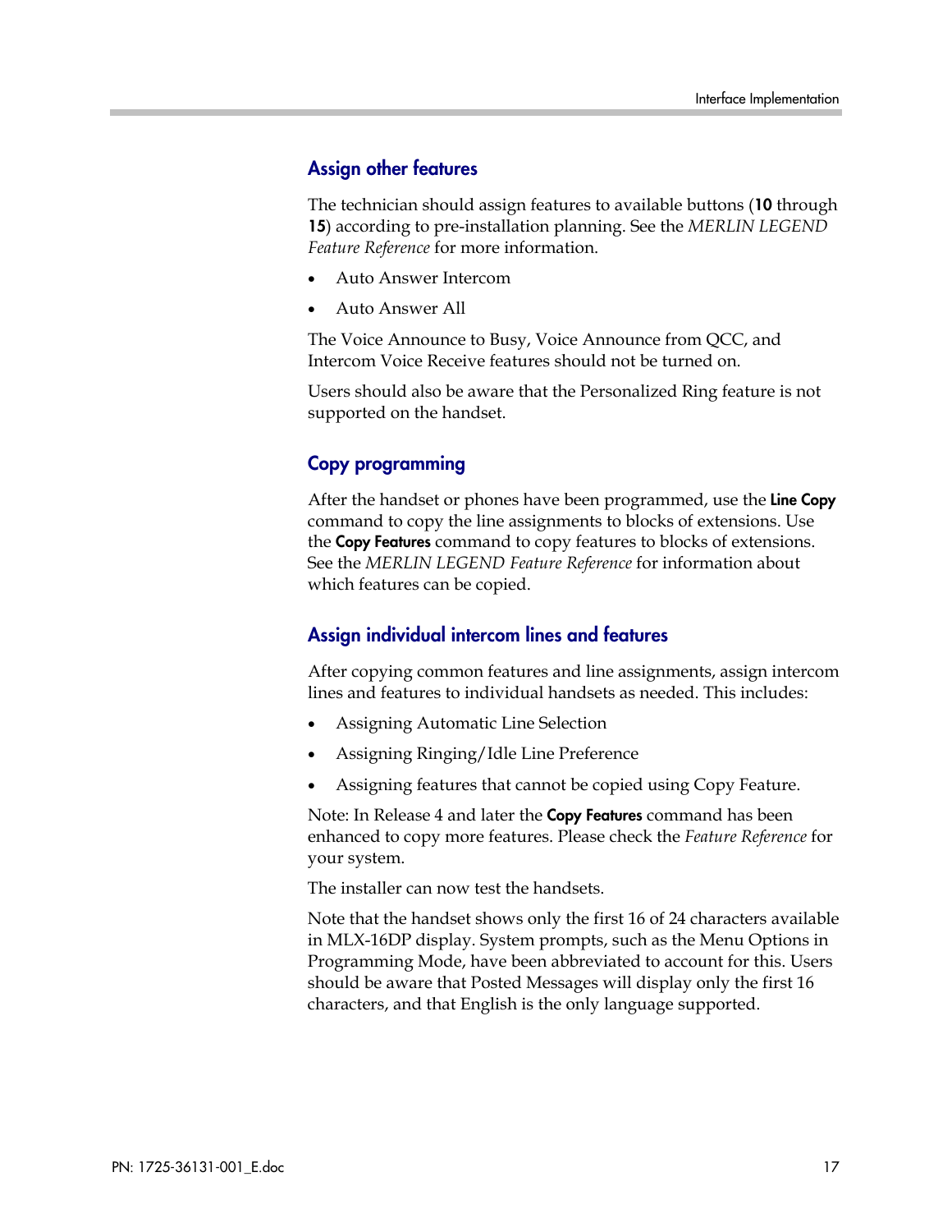### Assign other features

The technician should assign features to available buttons (**10** through **15**) according to pre-installation planning. See the *MERLIN LEGEND Feature Reference* for more information.

- Auto Answer Intercom
- Auto Answer All

The Voice Announce to Busy, Voice Announce from QCC, and Intercom Voice Receive features should not be turned on.

Users should also be aware that the Personalized Ring feature is not supported on the handset.

### Copy programming

After the handset or phones have been programmed, use the **Line Copy** command to copy the line assignments to blocks of extensions. Use the **Copy Features** command to copy features to blocks of extensions. See the *MERLIN LEGEND Feature Reference* for information about which features can be copied.

### Assign individual intercom lines and features

After copying common features and line assignments, assign intercom lines and features to individual handsets as needed. This includes:

- Assigning Automatic Line Selection
- Assigning Ringing/Idle Line Preference
- Assigning features that cannot be copied using Copy Feature.

Note: In Release 4 and later the **Copy Features** command has been enhanced to copy more features. Please check the *Feature Reference* for your system.

The installer can now test the handsets.

Note that the handset shows only the first 16 of 24 characters available in MLX-16DP display. System prompts, such as the Menu Options in Programming Mode, have been abbreviated to account for this. Users should be aware that Posted Messages will display only the first 16 characters, and that English is the only language supported.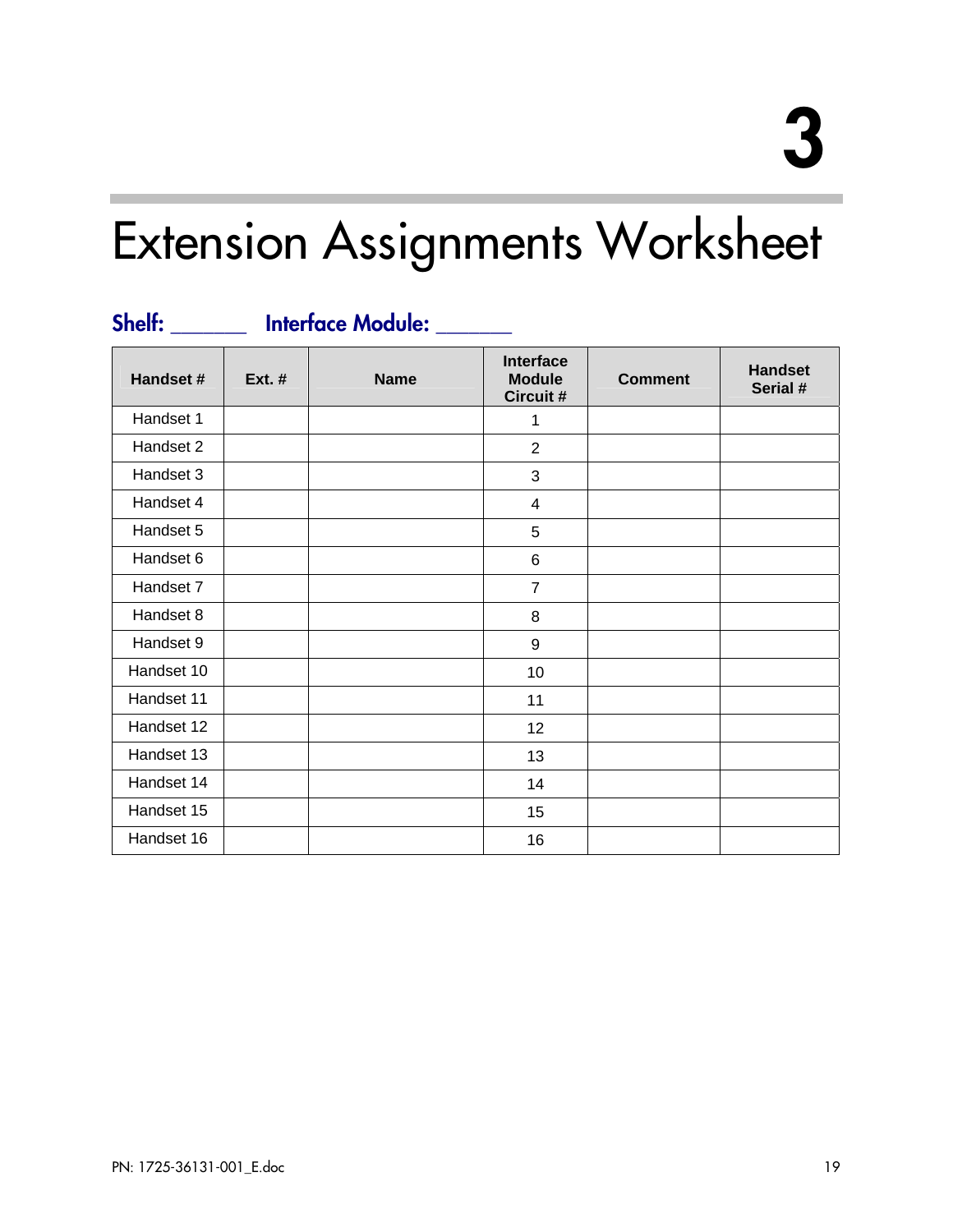# 3

# Extension Assignments Worksheet

**Shelf: _______ Interface Module: _______**

| Handset # | Ext. # | Name | Interface Module Circuit # | Comment | Handset Serial # |
|---|---|---|---|---|---|
| Handset 1 | | | 1 | | |
| Handset 2 | | | 2 | | |
| Handset 3 | | | 3 | | |
| Handset 4 | | | 4 | | |
| Handset 5 | | | 5 | | |
| Handset 6 | | | 6 | | |
| Handset 7 | | | 7 | | |
| Handset 8 | | | 8 | | |
| Handset 9 | | | 9 | | |
| Handset 10 | | | 10 | | |
| Handset 11 | | | 11 | | |
| Handset 12 | | | 12 | | |
| Handset 13 | | | 13 | | |
| Handset 14 | | | 14 | | |
| Handset 15 | | | 15 | | |
| Handset 16 | | | 16 | | |

PN: 1725-36131-001_E.doc